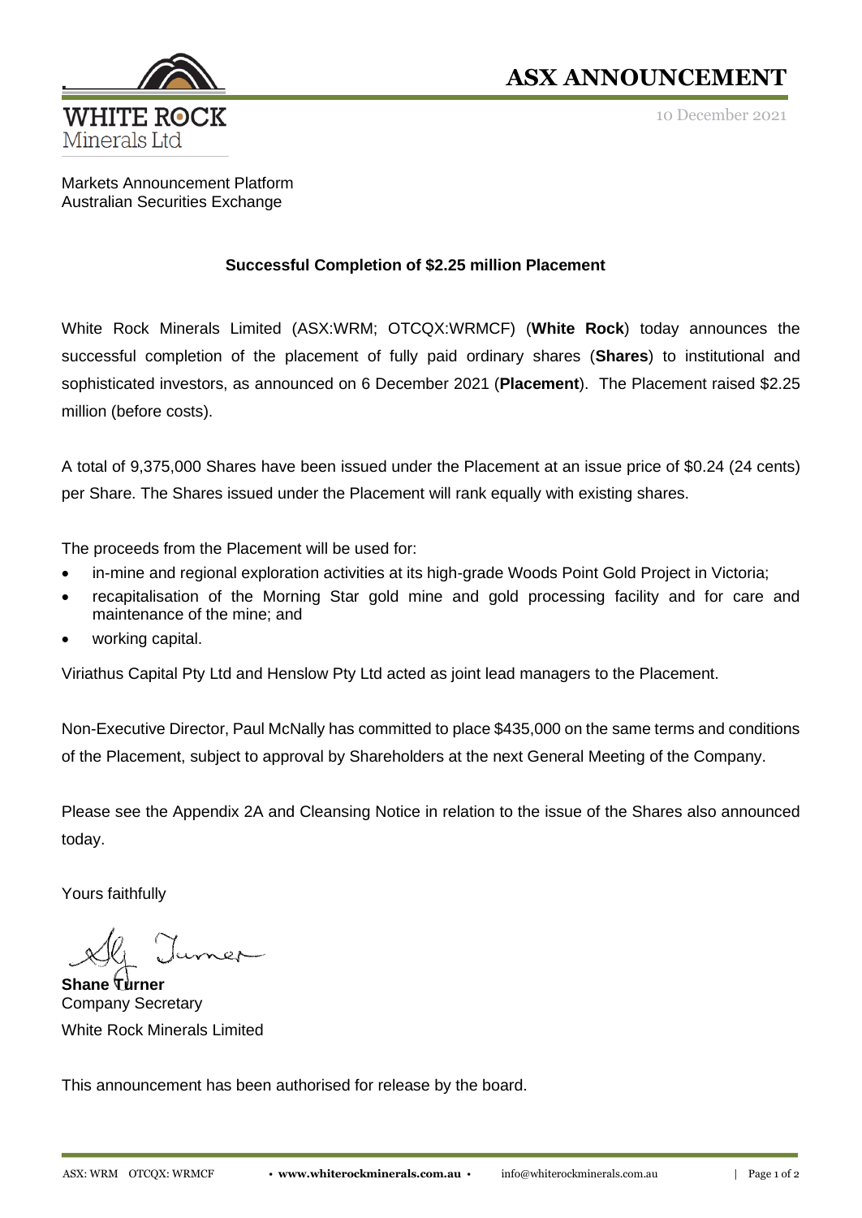WHITE ROCK
Minerals Ltd

# ASX ANNOUNCEMENT

10 December 2021

Markets Announcement Platform
Australian Securities Exchange

**Successful Completion of $2.25 million Placement**

White Rock Minerals Limited (ASX:WRM; OTCQX:WRMCF) (**White Rock**) today announces the successful completion of the placement of fully paid ordinary shares (**Shares**) to institutional and sophisticated investors, as announced on 6 December 2021 (**Placement**). The Placement raised $2.25 million (before costs).

A total of 9,375,000 Shares have been issued under the Placement at an issue price of $0.24 (24 cents) per Share. The Shares issued under the Placement will rank equally with existing shares.

The proceeds from the Placement will be used for:

- in-mine and regional exploration activities at its high-grade Woods Point Gold Project in Victoria;
- recapitalisation of the Morning Star gold mine and gold processing facility and for care and maintenance of the mine; and
- working capital.

Viriathus Capital Pty Ltd and Henslow Pty Ltd acted as joint lead managers to the Placement.

Non-Executive Director, Paul McNally has committed to place $435,000 on the same terms and conditions of the Placement, subject to approval by Shareholders at the next General Meeting of the Company.

Please see the Appendix 2A and Cleansing Notice in relation to the issue of the Shares also announced today.

Yours faithfully

**Shane Turner**
Company Secretary
White Rock Minerals Limited

This announcement has been authorised for release by the board.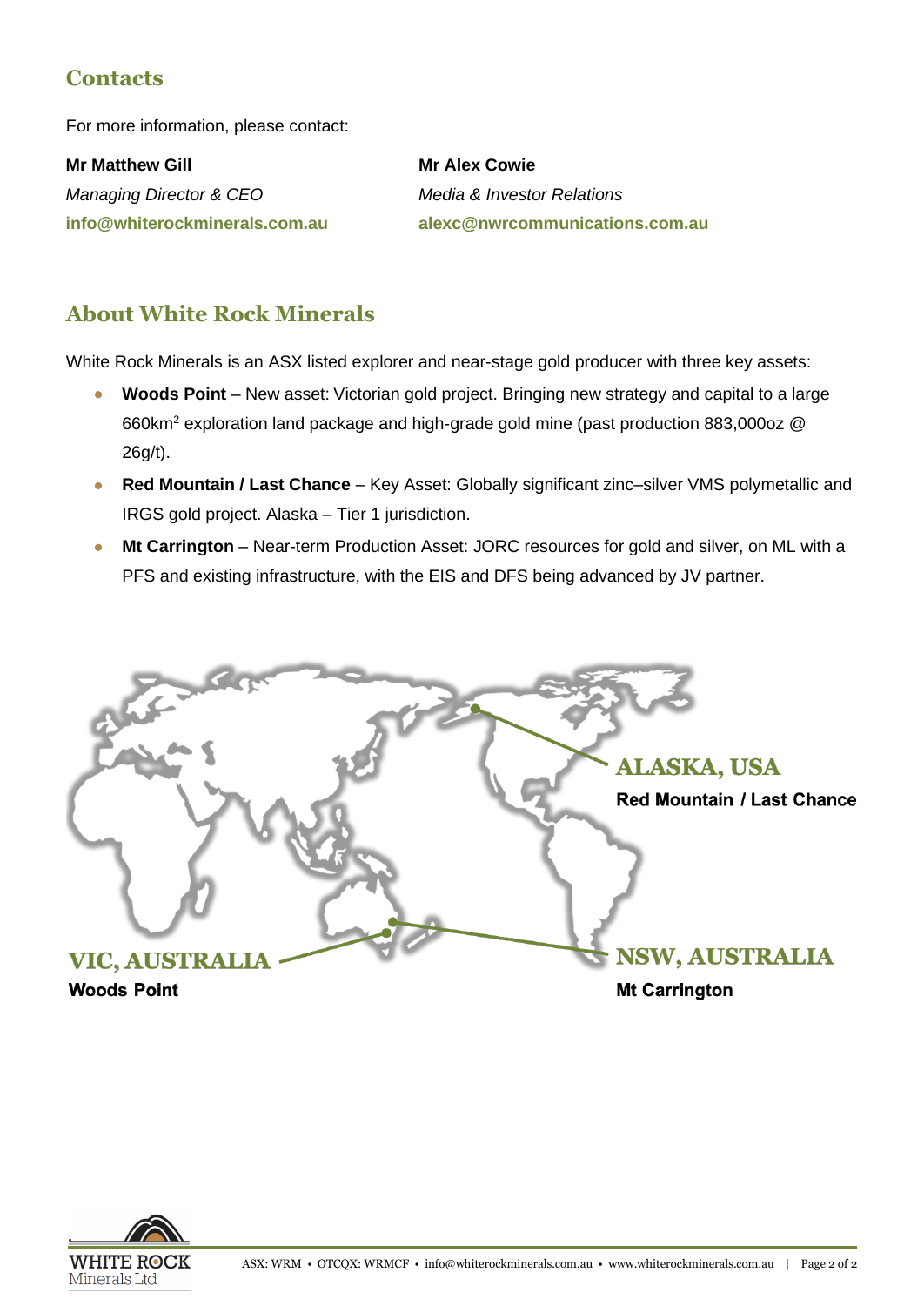## Contacts

For more information, please contact:

**Mr Matthew Gill**
*Managing Director & CEO*
**info@whiterockminerals.com.au**

**Mr Alex Cowie**
*Media & Investor Relations*
**alexc@nwrcommunications.com.au**

## About White Rock Minerals

White Rock Minerals is an ASX listed explorer and near-stage gold producer with three key assets:

- **Woods Point** – New asset: Victorian gold project. Bringing new strategy and capital to a large 660km$^2$ exploration land package and high-grade gold mine (past production 883,000oz @ 26g/t).
- **Red Mountain / Last Chance** – Key Asset: Globally significant zinc–silver VMS polymetallic and IRGS gold project. Alaska – Tier 1 jurisdiction.
- **Mt Carrington** – Near-term Production Asset: JORC resources for gold and silver, on ML with a PFS and existing infrastructure, with the EIS and DFS being advanced by JV partner.

ALASKA, USA
Red Mountain / Last Chance

VIC, AUSTRALIA
Woods Point

NSW, AUSTRALIA
Mt Carrington